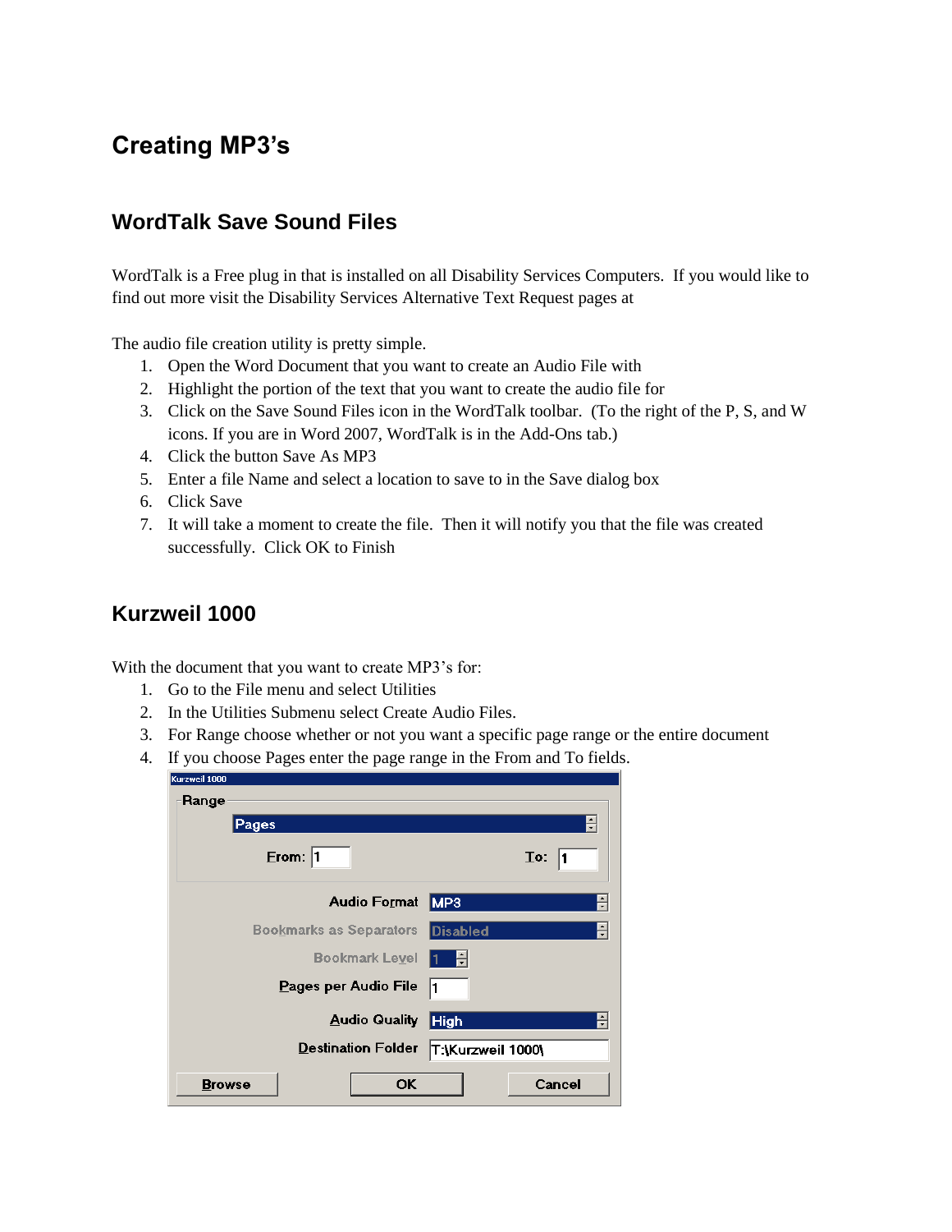# Creating MP3's

## WordTalk Save Sound Files

WordTalk is a Free plug in that is installed on all Disability Services Computers. If you would like to find out more visit the Disability Services Alternative Text Request pages at

The audio file creation utility is pretty simple.

1. Open the Word Document that you want to create an Audio File with
2. Highlight the portion of the text that you want to create the audio file for
3. Click on the Save Sound Files icon in the WordTalk toolbar. (To the right of the P, S, and W icons. If you are in Word 2007, WordTalk is in the Add-Ons tab.)
4. Click the button Save As MP3
5. Enter a file Name and select a location to save to in the Save dialog box
6. Click Save
7. It will take a moment to create the file. Then it will notify you that the file was created successfully. Click OK to Finish

## Kurzweil 1000

With the document that you want to create MP3's for:

1. Go to the File menu and select Utilities
2. In the Utilities Submenu select Create Audio Files.
3. For Range choose whether or not you want a specific page range or the entire document
4. If you choose Pages enter the page range in the From and To fields.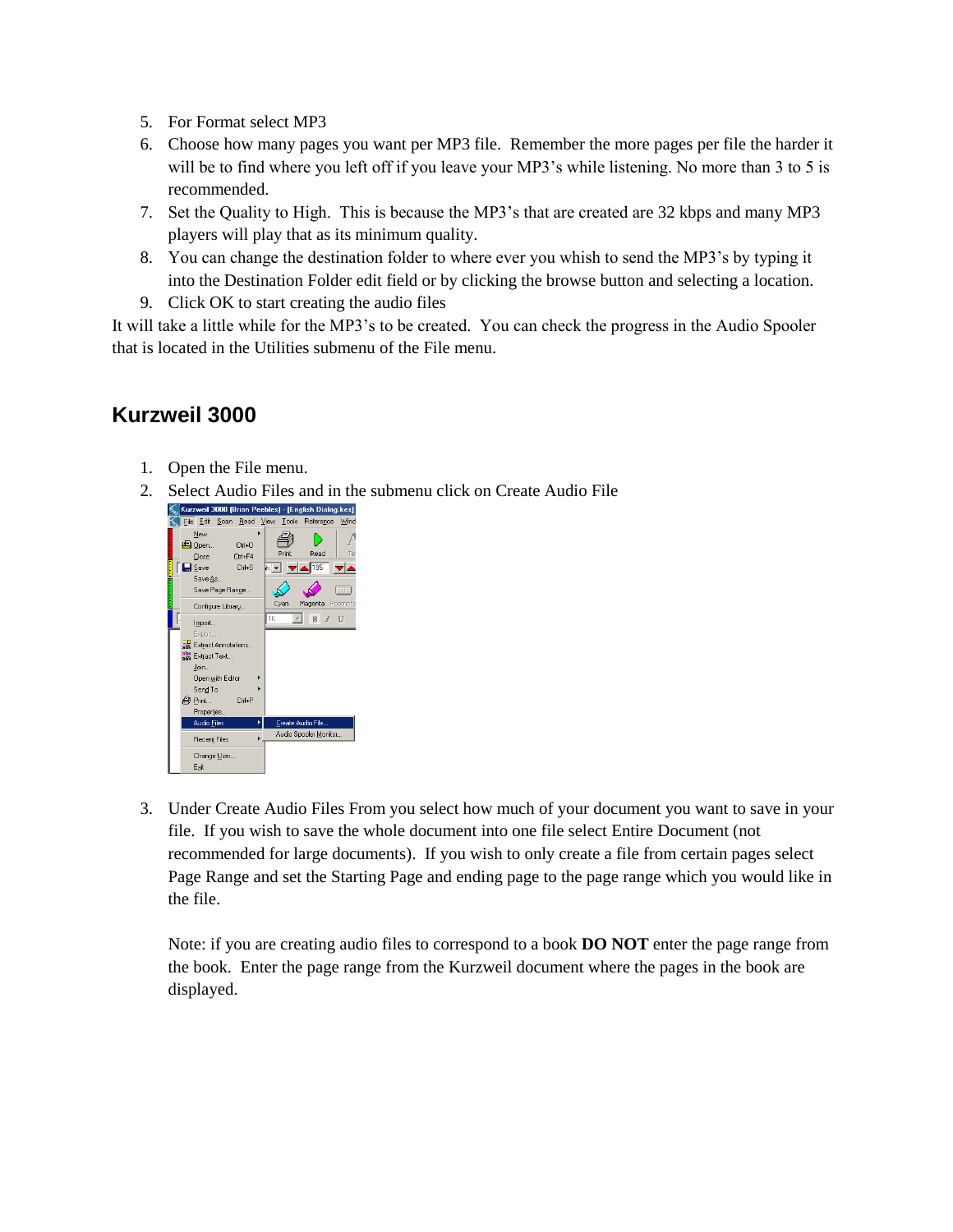5. For Format select MP3
6. Choose how many pages you want per MP3 file.  Remember the more pages per file the harder it will be to find where you left off if you leave your MP3's while listening. No more than 3 to 5 is recommended.
7. Set the Quality to High.  This is because the MP3's that are created are 32 kbps and many MP3 players will play that as its minimum quality.
8. You can change the destination folder to where ever you whish to send the MP3's by typing it into the Destination Folder edit field or by clicking the browse button and selecting a location.
9. Click OK to start creating the audio files

It will take a little while for the MP3's to be created.  You can check the progress in the Audio Spooler that is located in the Utilities submenu of the File menu.

## Kurzweil 3000

1. Open the File menu.
2. Select Audio Files and in the submenu click on Create Audio File
3. Under Create Audio Files From you select how much of your document you want to save in your file.  If you wish to save the whole document into one file select Entire Document (not recommended for large documents).  If you wish to only create a file from certain pages select Page Range and set the Starting Page and ending page to the page range which you would like in the file.

   Note: if you are creating audio files to correspond to a book **DO NOT** enter the page range from the book.  Enter the page range from the Kurzweil document where the pages in the book are displayed.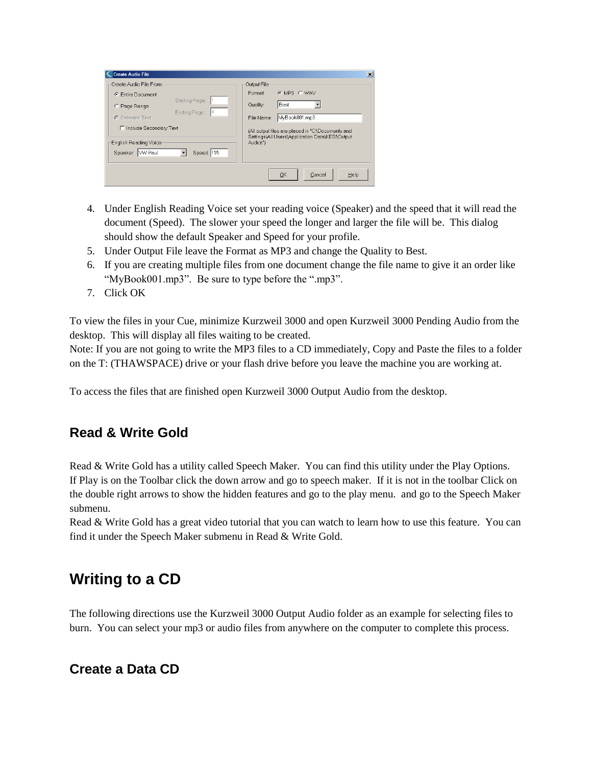4. Under English Reading Voice set your reading voice (Speaker) and the speed that it will read the document (Speed). The slower your speed the longer and larger the file will be. This dialog should show the default Speaker and Speed for your profile.
5. Under Output File leave the Format as MP3 and change the Quality to Best.
6. If you are creating multiple files from one document change the file name to give it an order like "MyBook001.mp3". Be sure to type before the ".mp3".
7. Click OK

To view the files in your Cue, minimize Kurzweil 3000 and open Kurzweil 3000 Pending Audio from the desktop. This will display all files waiting to be created.
Note: If you are not going to write the MP3 files to a CD immediately, Copy and Paste the files to a folder on the T: (THAWSPACE) drive or your flash drive before you leave the machine you are working at.

To access the files that are finished open Kurzweil 3000 Output Audio from the desktop.

### Read & Write Gold

Read & Write Gold has a utility called Speech Maker. You can find this utility under the Play Options. If Play is on the Toolbar click the down arrow and go to speech maker. If it is not in the toolbar Click on the double right arrows to show the hidden features and go to the play menu. and go to the Speech Maker submenu.
Read & Write Gold has a great video tutorial that you can watch to learn how to use this feature. You can find it under the Speech Maker submenu in Read & Write Gold.

## Writing to a CD

The following directions use the Kurzweil 3000 Output Audio folder as an example for selecting files to burn. You can select your mp3 or audio files from anywhere on the computer to complete this process.

### Create a Data CD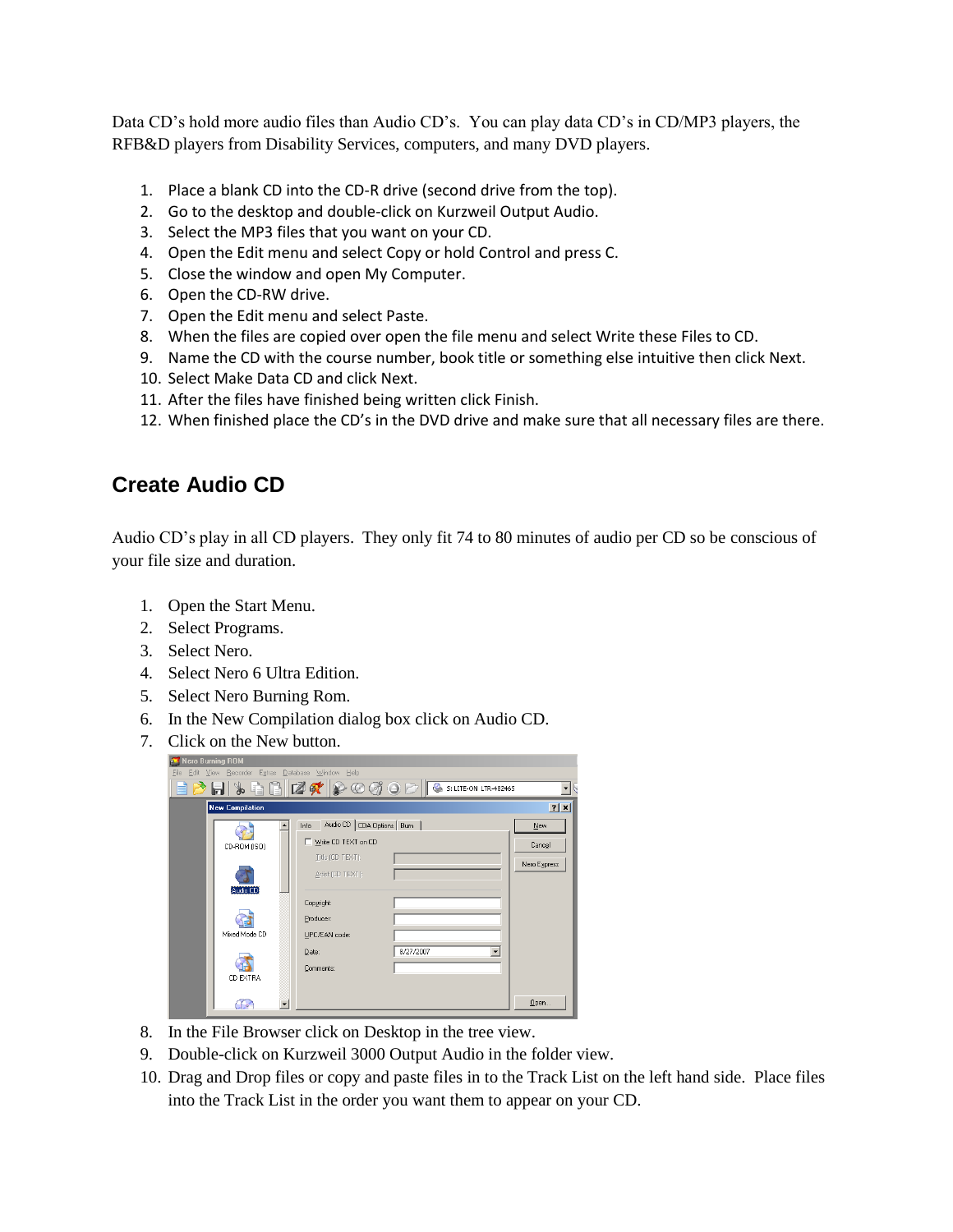Data CD's hold more audio files than Audio CD's. You can play data CD's in CD/MP3 players, the RFB&D players from Disability Services, computers, and many DVD players.

1. Place a blank CD into the CD-R drive (second drive from the top).
2. Go to the desktop and double-click on Kurzweil Output Audio.
3. Select the MP3 files that you want on your CD.
4. Open the Edit menu and select Copy or hold Control and press C.
5. Close the window and open My Computer.
6. Open the CD-RW drive.
7. Open the Edit menu and select Paste.
8. When the files are copied over open the file menu and select Write these Files to CD.
9. Name the CD with the course number, book title or something else intuitive then click Next.
10. Select Make Data CD and click Next.
11. After the files have finished being written click Finish.
12. When finished place the CD's in the DVD drive and make sure that all necessary files are there.

## Create Audio CD

Audio CD's play in all CD players. They only fit 74 to 80 minutes of audio per CD so be conscious of your file size and duration.

1. Open the Start Menu.
2. Select Programs.
3. Select Nero.
4. Select Nero 6 Ultra Edition.
5. Select Nero Burning Rom.
6. In the New Compilation dialog box click on Audio CD.
7. Click on the New button.
8. In the File Browser click on Desktop in the tree view.
9. Double-click on Kurzweil 3000 Output Audio in the folder view.
10. Drag and Drop files or copy and paste files in to the Track List on the left hand side. Place files into the Track List in the order you want them to appear on your CD.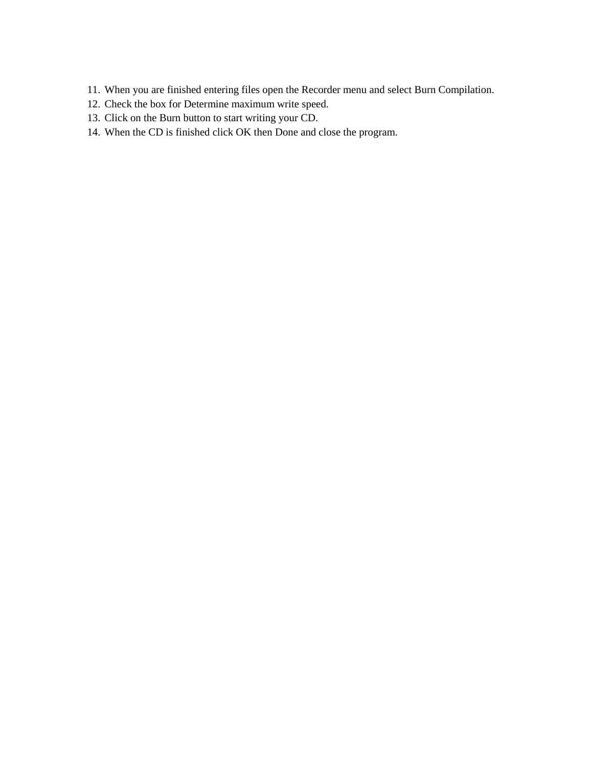11. When you are finished entering files open the Recorder menu and select Burn Compilation.
12. Check the box for Determine maximum write speed.
13. Click on the Burn button to start writing your CD.
14. When the CD is finished click OK then Done and close the program.